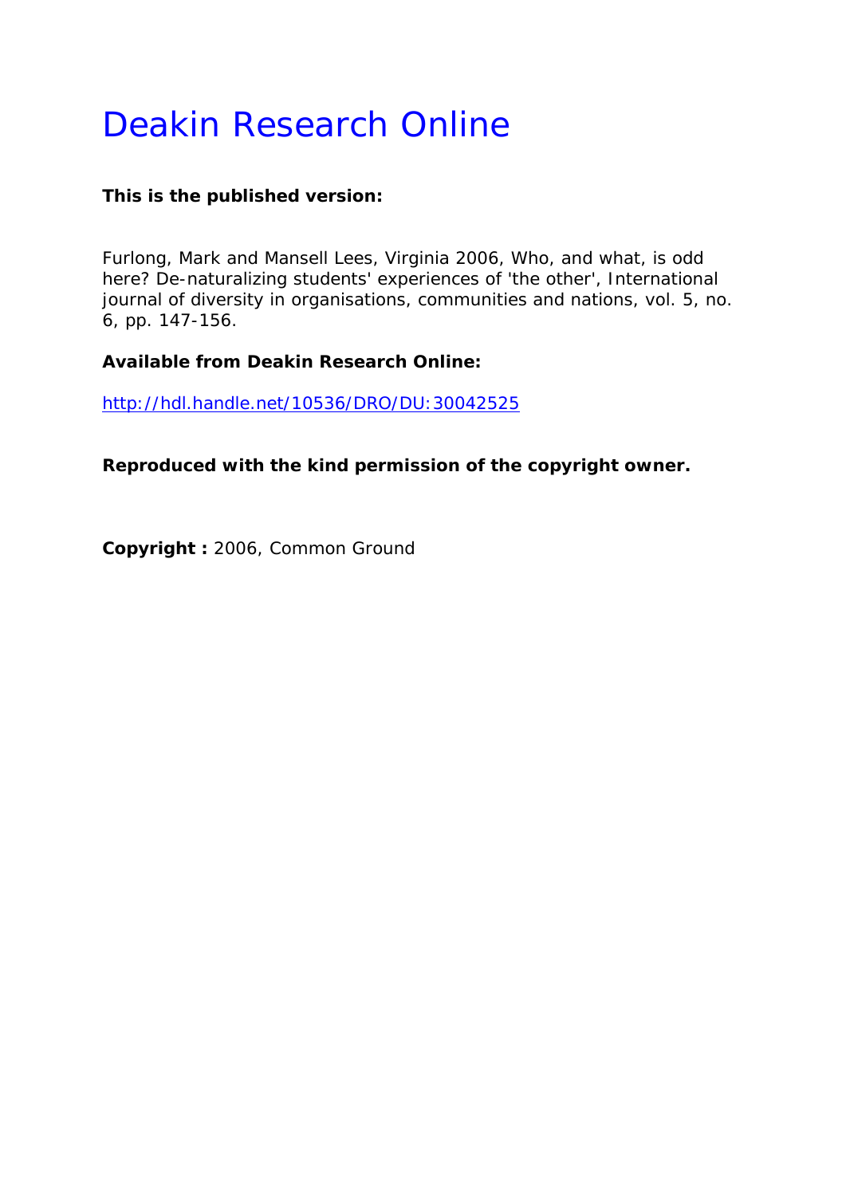# Deakin Research Online

**This is the published version:**

Furlong, Mark and Mansell Lees, Virginia 2006, Who, and what, is odd here? De-naturalizing students' experiences of 'the other', International journal of diversity in organisations, communities and nations, vol. 5, no. 6, pp. 147-156.

**Available from Deakin Research Online:**

http://hdl.handle.net/10536/DRO/DU:30042525

**Reproduced with the kind permission of the copyright owner.**

**Copyright :** 2006, Common Ground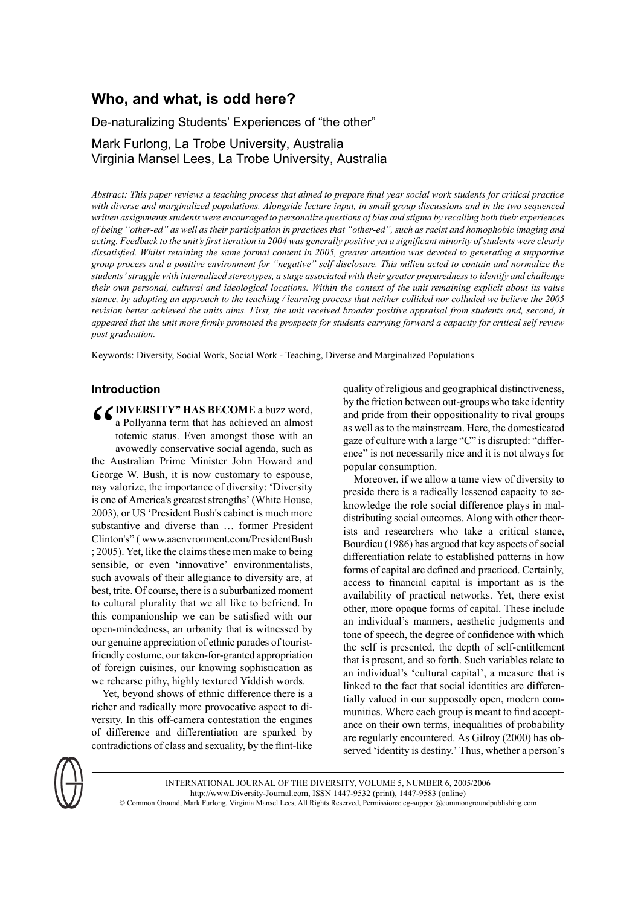# Who, and what, is odd here?

De-naturalizing Students' Experiences of "the other"

Mark Furlong, La Trobe University, Australia
Virginia Mansel Lees, La Trobe University, Australia

*Abstract: This paper reviews a teaching process that aimed to prepare final year social work students for critical practice with diverse and marginalized populations. Alongside lecture input, in small group discussions and in the two sequenced written assignments students were encouraged to personalize questions of bias and stigma by recalling both their experiences of being "other-ed" as well as their participation in practices that "other-ed", such as racist and homophobic imaging and acting. Feedback to the unit's first iteration in 2004 was generally positive yet a significant minority of students were clearly dissatisfied. Whilst retaining the same formal content in 2005, greater attention was devoted to generating a supportive group process and a positive environment for "negative" self-disclosure. This milieu acted to contain and normalize the students' struggle with internalized stereotypes, a stage associated with their greater preparedness to identify and challenge their own personal, cultural and ideological locations. Within the context of the unit remaining explicit about its value stance, by adopting an approach to the teaching / learning process that neither collided nor colluded we believe the 2005 revision better achieved the units aims. First, the unit received broader positive appraisal from students and, second, it appeared that the unit more firmly promoted the prospects for students carrying forward a capacity for critical self review post graduation.*

Keywords: Diversity, Social Work, Social Work - Teaching, Diverse and Marginalized Populations

## Introduction

"**DIVERSITY" HAS BECOME** a buzz word, a Pollyanna term that has achieved an almost totemic status. Even amongst those with an avowedly conservative social agenda, such as the Australian Prime Minister John Howard and George W. Bush, it is now customary to espouse, nay valorize, the importance of diversity: 'Diversity is one of America's greatest strengths' (White House, 2003), or US 'President Bush's cabinet is much more substantive and diverse than … former President Clinton's" ( www.aaenvronment.com/PresidentBush ; 2005). Yet, like the claims these men make to being sensible, or even 'innovative' environmentalists, such avowals of their allegiance to diversity are, at best, trite. Of course, there is a suburbanized moment to cultural plurality that we all like to befriend. In this companionship we can be satisfied with our open-mindedness, an urbanity that is witnessed by our genuine appreciation of ethnic parades of tourist-friendly costume, our taken-for-granted appropriation of foreign cuisines, our knowing sophistication as we rehearse pithy, highly textured Yiddish words.

Yet, beyond shows of ethnic difference there is a richer and radically more provocative aspect to diversity. In this off-camera contestation the engines of difference and differentiation are sparked by contradictions of class and sexuality, by the flint-like quality of religious and geographical distinctiveness, by the friction between out-groups who take identity and pride from their oppositionality to rival groups as well as to the mainstream. Here, the domesticated gaze of culture with a large "C" is disrupted: "difference" is not necessarily nice and it is not always for popular consumption.

Moreover, if we allow a tame view of diversity to preside there is a radically lessened capacity to acknowledge the role social difference plays in maldistributing social outcomes. Along with other theorists and researchers who take a critical stance, Bourdieu (1986) has argued that key aspects of social differentiation relate to established patterns in how forms of capital are defined and practiced. Certainly, access to financial capital is important as is the availability of practical networks. Yet, there exist other, more opaque forms of capital. These include an individual's manners, aesthetic judgments and tone of speech, the degree of confidence with which the self is presented, the depth of self-entitlement that is present, and so forth. Such variables relate to an individual's 'cultural capital', a measure that is linked to the fact that social identities are differentially valued in our supposedly open, modern communities. Where each group is meant to find acceptance on their own terms, inequalities of probability are regularly encountered. As Gilroy (2000) has observed 'identity is destiny.' Thus, whether a person's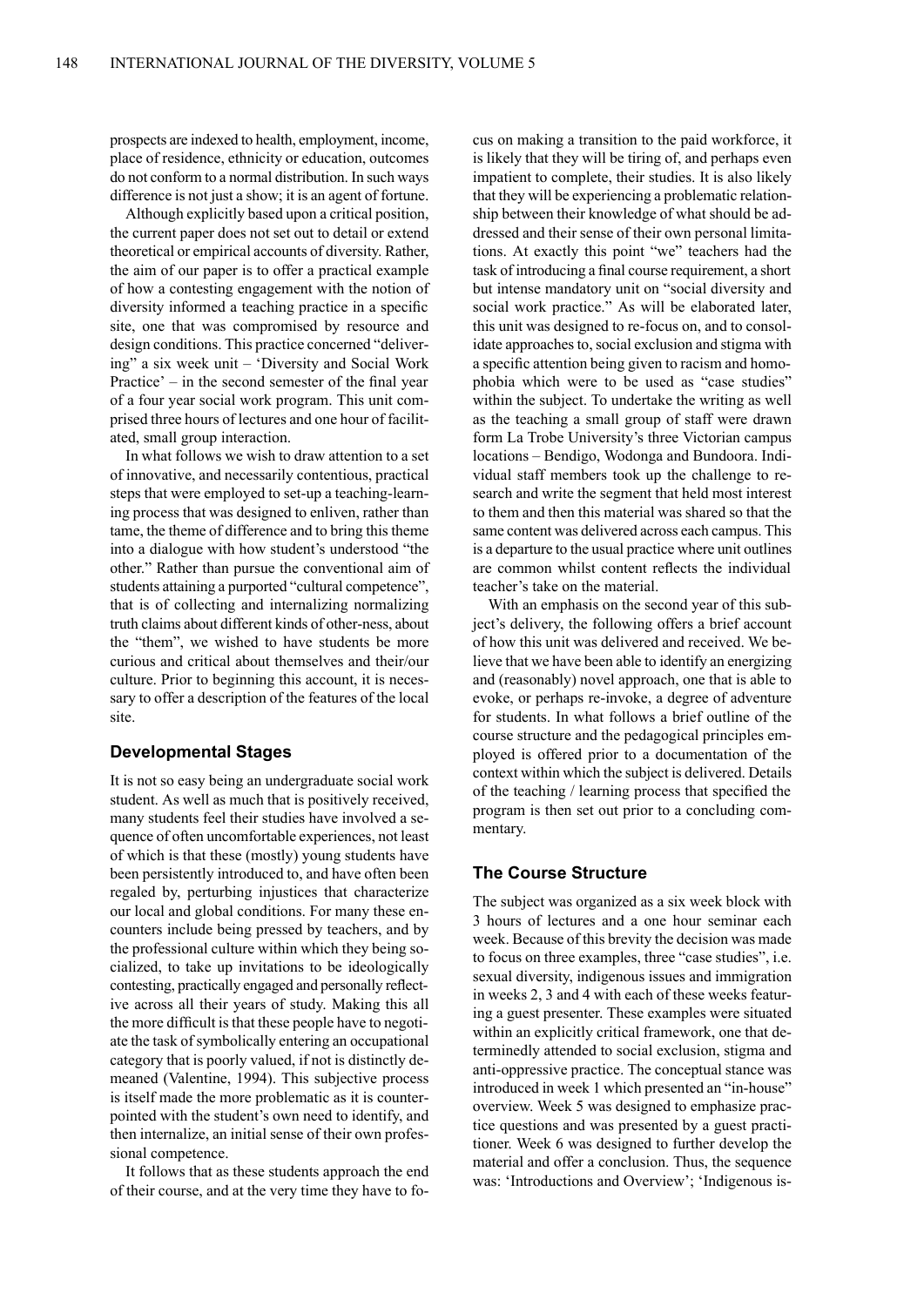prospects are indexed to health, employment, income, place of residence, ethnicity or education, outcomes do not conform to a normal distribution. In such ways difference is not just a show; it is an agent of fortune.

Although explicitly based upon a critical position, the current paper does not set out to detail or extend theoretical or empirical accounts of diversity. Rather, the aim of our paper is to offer a practical example of how a contesting engagement with the notion of diversity informed a teaching practice in a specific site, one that was compromised by resource and design conditions. This practice concerned "delivering" a six week unit – 'Diversity and Social Work Practice' – in the second semester of the final year of a four year social work program. This unit comprised three hours of lectures and one hour of facilitated, small group interaction.

In what follows we wish to draw attention to a set of innovative, and necessarily contentious, practical steps that were employed to set-up a teaching-learning process that was designed to enliven, rather than tame, the theme of difference and to bring this theme into a dialogue with how student's understood "the other." Rather than pursue the conventional aim of students attaining a purported "cultural competence", that is of collecting and internalizing normalizing truth claims about different kinds of other-ness, about the "them", we wished to have students be more curious and critical about themselves and their/our culture. Prior to beginning this account, it is necessary to offer a description of the features of the local site.

## Developmental Stages

It is not so easy being an undergraduate social work student. As well as much that is positively received, many students feel their studies have involved a sequence of often uncomfortable experiences, not least of which is that these (mostly) young students have been persistently introduced to, and have often been regaled by, perturbing injustices that characterize our local and global conditions. For many these encounters include being pressed by teachers, and by the professional culture within which they being socialized, to take up invitations to be ideologically contesting, practically engaged and personally reflective across all their years of study. Making this all the more difficult is that these people have to negotiate the task of symbolically entering an occupational category that is poorly valued, if not is distinctly demeaned (Valentine, 1994). This subjective process is itself made the more problematic as it is counterpointed with the student's own need to identify, and then internalize, an initial sense of their own professional competence.

It follows that as these students approach the end of their course, and at the very time they have to focus on making a transition to the paid workforce, it is likely that they will be tiring of, and perhaps even impatient to complete, their studies. It is also likely that they will be experiencing a problematic relationship between their knowledge of what should be addressed and their sense of their own personal limitations. At exactly this point "we" teachers had the task of introducing a final course requirement, a short but intense mandatory unit on "social diversity and social work practice." As will be elaborated later, this unit was designed to re-focus on, and to consolidate approaches to, social exclusion and stigma with a specific attention being given to racism and homophobia which were to be used as "case studies" within the subject. To undertake the writing as well as the teaching a small group of staff were drawn form La Trobe University's three Victorian campus locations – Bendigo, Wodonga and Bundoora. Individual staff members took up the challenge to research and write the segment that held most interest to them and then this material was shared so that the same content was delivered across each campus. This is a departure to the usual practice where unit outlines are common whilst content reflects the individual teacher's take on the material.

With an emphasis on the second year of this subject's delivery, the following offers a brief account of how this unit was delivered and received. We believe that we have been able to identify an energizing and (reasonably) novel approach, one that is able to evoke, or perhaps re-invoke, a degree of adventure for students. In what follows a brief outline of the course structure and the pedagogical principles employed is offered prior to a documentation of the context within which the subject is delivered. Details of the teaching / learning process that specified the program is then set out prior to a concluding commentary.

## The Course Structure

The subject was organized as a six week block with 3 hours of lectures and a one hour seminar each week. Because of this brevity the decision was made to focus on three examples, three "case studies", i.e. sexual diversity, indigenous issues and immigration in weeks 2, 3 and 4 with each of these weeks featuring a guest presenter. These examples were situated within an explicitly critical framework, one that determinedly attended to social exclusion, stigma and anti-oppressive practice. The conceptual stance was introduced in week 1 which presented an "in-house" overview. Week 5 was designed to emphasize practice questions and was presented by a guest practitioner. Week 6 was designed to further develop the material and offer a conclusion. Thus, the sequence was: 'Introductions and Overview'; 'Indigenous is-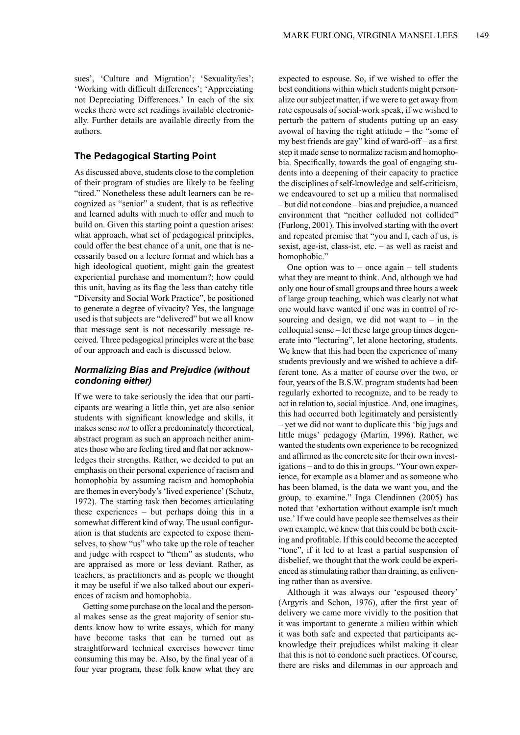sues', 'Culture and Migration'; 'Sexuality/ies'; 'Working with difficult differences'; 'Appreciating not Depreciating Differences.' In each of the six weeks there were set readings available electronically. Further details are available directly from the authors.

## The Pedagogical Starting Point

As discussed above, students close to the completion of their program of studies are likely to be feeling "tired." Nonetheless these adult learners can be recognized as "senior" a student, that is as reflective and learned adults with much to offer and much to build on. Given this starting point a question arises: what approach, what set of pedagogical principles, could offer the best chance of a unit, one that is necessarily based on a lecture format and which has a high ideological quotient, might gain the greatest experiential purchase and momentum?; how could this unit, having as its flag the less than catchy title "Diversity and Social Work Practice", be positioned to generate a degree of vivacity? Yes, the language used is that subjects are "delivered" but we all know that message sent is not necessarily message received. Three pedagogical principles were at the base of our approach and each is discussed below.

### *Normalizing Bias and Prejudice (without condoning either)*

If we were to take seriously the idea that our participants are wearing a little thin, yet are also senior students with significant knowledge and skills, it makes sense *not* to offer a predominatively theoretical, abstract program as such an approach neither animates those who are feeling tired and flat nor acknowledges their strengths. Rather, we decided to put an emphasis on their personal experience of racism and homophobia by assuming racism and homophobia are themes in everybody's 'lived experience' (Schutz, 1972). The starting task then becomes articulating these experiences – but perhaps doing this in a somewhat different kind of way. The usual configuration is that students are expected to expose themselves, to show "us" who take up the role of teacher and judge with respect to "them" as students, who are appraised as more or less deviant. Rather, as teachers, as practitioners and as people we thought it may be useful if we also talked about our experiences of racism and homophobia.

Getting some purchase on the local and the personal makes sense as the great majority of senior students know how to write essays, which for many have become tasks that can be turned out as straightforward technical exercises however time consuming this may be. Also, by the final year of a four year program, these folk know what they are expected to espouse. So, if we wished to offer the best conditions within which students might personalize our subject matter, if we were to get away from rote espousals of social-work speak, if we wished to perturb the pattern of students putting up an easy avowal of having the right attitude – the "some of my best friends are gay" kind of ward-off – as a first step it made sense to normalize racism and homophobia. Specifically, towards the goal of engaging students into a deepening of their capacity to practice the disciplines of self-knowledge and self-criticism, we endeavoured to set up a milieu that normalised – but did not condone – bias and prejudice, a nuanced environment that "neither colluded not collided" (Furlong, 2001). This involved starting with the overt and repeated premise that "you and I, each of us, is sexist, age-ist, class-ist, etc. – as well as racist and homophobic."

One option was to – once again – tell students what they are meant to think. And, although we had only one hour of small groups and three hours a week of large group teaching, which was clearly not what one would have wanted if one was in control of resourcing and design, we did not want to – in the colloquial sense – let these large group times degenerate into "lecturing", let alone hectoring, students. We knew that this had been the experience of many students previously and we wished to achieve a different tone. As a matter of course over the two, or four, years of the B.S.W. program students had been regularly exhorted to recognize, and to be ready to act in relation to, social injustice. And, one imagines, this had occurred both legitimately and persistently – yet we did not want to duplicate this 'big jugs and little mugs' pedagogy (Martin, 1996). Rather, we wanted the students own experience to be recognized and affirmed as the concrete site for their own investigations – and to do this in groups. "Your own experience, for example as a blamer and as someone who has been blamed, is the data we want you, and the group, to examine." Inga Clendinnen (2005) has noted that 'exhortation without example isn't much use.' If we could have people see themselves as their own example, we knew that this could be both exciting and profitable. If this could become the accepted "tone", if it led to at least a partial suspension of disbelief, we thought that the work could be experienced as stimulating rather than draining, as enlivening rather than as aversive.

Although it was always our 'espoused theory' (Argyris and Schon, 1976), after the first year of delivery we came more vividly to the position that it was important to generate a milieu within which it was both safe and expected that participants acknowledge their prejudices whilst making it clear that this is not to condone such practices. Of course, there are risks and dilemmas in our approach and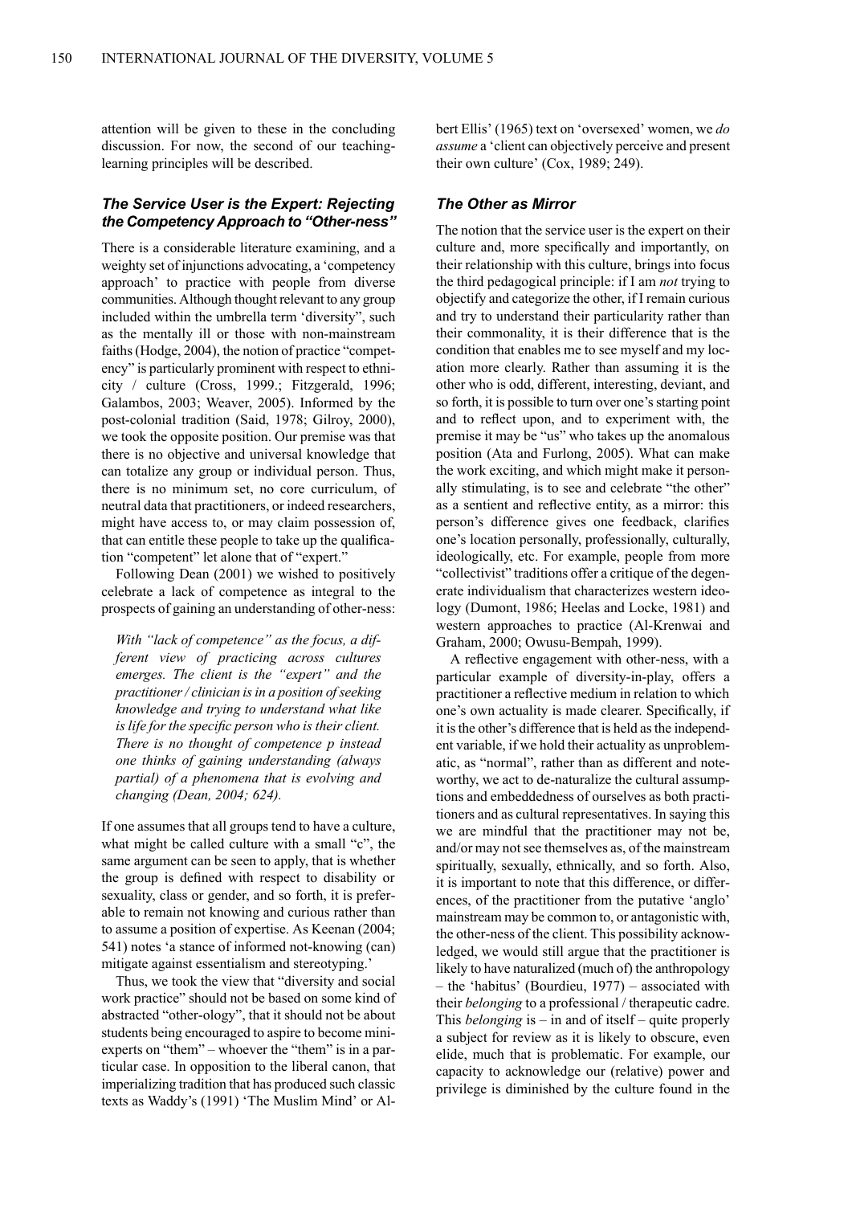attention will be given to these in the concluding discussion. For now, the second of our teaching-learning principles will be described.

### *The Service User is the Expert: Rejecting the Competency Approach to "Other-ness"*

There is a considerable literature examining, and a weighty set of injunctions advocating, a 'competency approach' to practice with people from diverse communities. Although thought relevant to any group included within the umbrella term 'diversity", such as the mentally ill or those with non-mainstream faiths (Hodge, 2004), the notion of practice "competency" is particularly prominent with respect to ethnicity / culture (Cross, 1999.; Fitzgerald, 1996; Galambos, 2003; Weaver, 2005). Informed by the post-colonial tradition (Said, 1978; Gilroy, 2000), we took the opposite position. Our premise was that there is no objective and universal knowledge that can totalize any group or individual person. Thus, there is no minimum set, no core curriculum, of neutral data that practitioners, or indeed researchers, might have access to, or may claim possession of, that can entitle these people to take up the qualification "competent" let alone that of "expert."

Following Dean (2001) we wished to positively celebrate a lack of competence as integral to the prospects of gaining an understanding of other-ness:

> *With "lack of competence" as the focus, a different view of practicing across cultures emerges. The client is the "expert" and the practitioner / clinician is in a position of seeking knowledge and trying to understand what like is life for the specific person who is their client. There is no thought of competence p instead one thinks of gaining understanding (always partial) of a phenomena that is evolving and changing (Dean, 2004; 624).*

If one assumes that all groups tend to have a culture, what might be called culture with a small "c", the same argument can be seen to apply, that is whether the group is defined with respect to disability or sexuality, class or gender, and so forth, it is preferable to remain not knowing and curious rather than to assume a position of expertise. As Keenan (2004; 541) notes 'a stance of informed not-knowing (can) mitigate against essentialism and stereotyping.'

Thus, we took the view that "diversity and social work practice" should not be based on some kind of abstracted "other-ology", that it should not be about students being encouraged to aspire to become mini-experts on "them" – whoever the "them" is in a particular case. In opposition to the liberal canon, that imperializing tradition that has produced such classic texts as Waddy's (1991) 'The Muslim Mind' or Albert Ellis' (1965) text on 'oversexed' women, we *do assume* a 'client can objectively perceive and present their own culture' (Cox, 1989; 249).

### *The Other as Mirror*

The notion that the service user is the expert on their culture and, more specifically and importantly, on their relationship with this culture, brings into focus the third pedagogical principle: if I am *not* trying to objectify and categorize the other, if I remain curious and try to understand their particularity rather than their commonality, it is their difference that is the condition that enables me to see myself and my location more clearly. Rather than assuming it is the other who is odd, different, interesting, deviant, and so forth, it is possible to turn over one's starting point and to reflect upon, and to experiment with, the premise it may be "us" who takes up the anomalous position (Ata and Furlong, 2005). What can make the work exciting, and which might make it personally stimulating, is to see and celebrate "the other" as a sentient and reflective entity, as a mirror: this person's difference gives one feedback, clarifies one's location personally, professionally, culturally, ideologically, etc. For example, people from more "collectivist" traditions offer a critique of the degenerate individualism that characterizes western ideology (Dumont, 1986; Heelas and Locke, 1981) and western approaches to practice (Al-Krenwai and Graham, 2000; Owusu-Bempah, 1999).

A reflective engagement with other-ness, with a particular example of diversity-in-play, offers a practitioner a reflective medium in relation to which one's own actuality is made clearer. Specifically, if it is the other's difference that is held as the independent variable, if we hold their actuality as unproblematic, as "normal", rather than as different and noteworthy, we act to de-naturalize the cultural assumptions and embeddedness of ourselves as both practitioners and as cultural representatives. In saying this we are mindful that the practitioner may not be, and/or may not see themselves as, of the mainstream spiritually, sexually, ethnically, and so forth. Also, it is important to note that this difference, or differences, of the practitioner from the putative 'anglo' mainstream may be common to, or antagonistic with, the other-ness of the client. This possibility acknowledged, we would still argue that the practitioner is likely to have naturalized (much of) the anthropology – the 'habitus' (Bourdieu, 1977) – associated with their *belonging* to a professional / therapeutic cadre. This *belonging* is – in and of itself – quite properly a subject for review as it is likely to obscure, even elide, much that is problematic. For example, our capacity to acknowledge our (relative) power and privilege is diminished by the culture found in the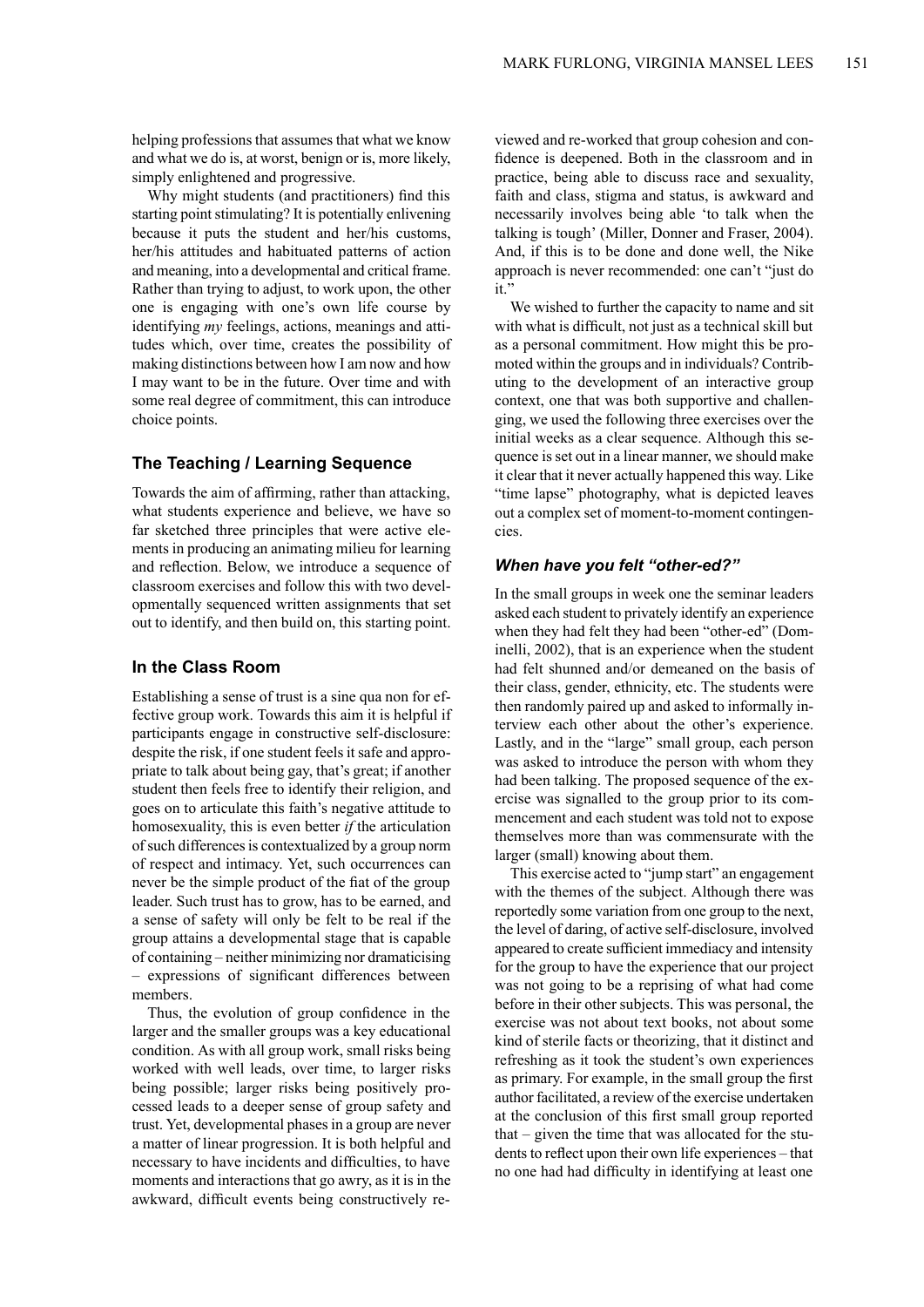helping professions that assumes that what we know and what we do is, at worst, benign or is, more likely, simply enlightened and progressive.

Why might students (and practitioners) find this starting point stimulating? It is potentially enlivening because it puts the student and her/his customs, her/his attitudes and habituated patterns of action and meaning, into a developmental and critical frame. Rather than trying to adjust, to work upon, the other one is engaging with one's own life course by identifying *my* feelings, actions, meanings and attitudes which, over time, creates the possibility of making distinctions between how I am now and how I may want to be in the future. Over time and with some real degree of commitment, this can introduce choice points.

## The Teaching / Learning Sequence

Towards the aim of affirming, rather than attacking, what students experience and believe, we have so far sketched three principles that were active elements in producing an animating milieu for learning and reflection. Below, we introduce a sequence of classroom exercises and follow this with two developmentally sequenced written assignments that set out to identify, and then build on, this starting point.

## In the Class Room

Establishing a sense of trust is a sine qua non for effective group work. Towards this aim it is helpful if participants engage in constructive self-disclosure: despite the risk, if one student feels it safe and appropriate to talk about being gay, that's great; if another student then feels free to identify their religion, and goes on to articulate this faith's negative attitude to homosexuality, this is even better *if* the articulation of such differences is contextualized by a group norm of respect and intimacy. Yet, such occurrences can never be the simple product of the fiat of the group leader. Such trust has to grow, has to be earned, and a sense of safety will only be felt to be real if the group attains a developmental stage that is capable of containing – neither minimizing nor dramaticising – expressions of significant differences between members.

Thus, the evolution of group confidence in the larger and the smaller groups was a key educational condition. As with all group work, small risks being worked with well leads, over time, to larger risks being possible; larger risks being positively processed leads to a deeper sense of group safety and trust. Yet, developmental phases in a group are never a matter of linear progression. It is both helpful and necessary to have incidents and difficulties, to have moments and interactions that go awry, as it is in the awkward, difficult events being constructively reviewed and re-worked that group cohesion and confidence is deepened. Both in the classroom and in practice, being able to discuss race and sexuality, faith and class, stigma and status, is awkward and necessarily involves being able 'to talk when the talking is tough' (Miller, Donner and Fraser, 2004). And, if this is to be done and done well, the Nike approach is never recommended: one can't "just do it."

We wished to further the capacity to name and sit with what is difficult, not just as a technical skill but as a personal commitment. How might this be promoted within the groups and in individuals? Contributing to the development of an interactive group context, one that was both supportive and challenging, we used the following three exercises over the initial weeks as a clear sequence. Although this sequence is set out in a linear manner, we should make it clear that it never actually happened this way. Like "time lapse" photography, what is depicted leaves out a complex set of moment-to-moment contingencies.

### *When have you felt "other-ed?"*

In the small groups in week one the seminar leaders asked each student to privately identify an experience when they had felt they had been "other-ed" (Dominelli, 2002), that is an experience when the student had felt shunned and/or demeaned on the basis of their class, gender, ethnicity, etc. The students were then randomly paired up and asked to informally interview each other about the other's experience. Lastly, and in the "large" small group, each person was asked to introduce the person with whom they had been talking. The proposed sequence of the exercise was signalled to the group prior to its commencement and each student was told not to expose themselves more than was commensurate with the larger (small) knowing about them.

This exercise acted to "jump start" an engagement with the themes of the subject. Although there was reportedly some variation from one group to the next, the level of daring, of active self-disclosure, involved appeared to create sufficient immediacy and intensity for the group to have the experience that our project was not going to be a reprising of what had come before in their other subjects. This was personal, the exercise was not about text books, not about some kind of sterile facts or theorizing, that it distinct and refreshing as it took the student's own experiences as primary. For example, in the small group the first author facilitated, a review of the exercise undertaken at the conclusion of this first small group reported that – given the time that was allocated for the students to reflect upon their own life experiences – that no one had had difficulty in identifying at least one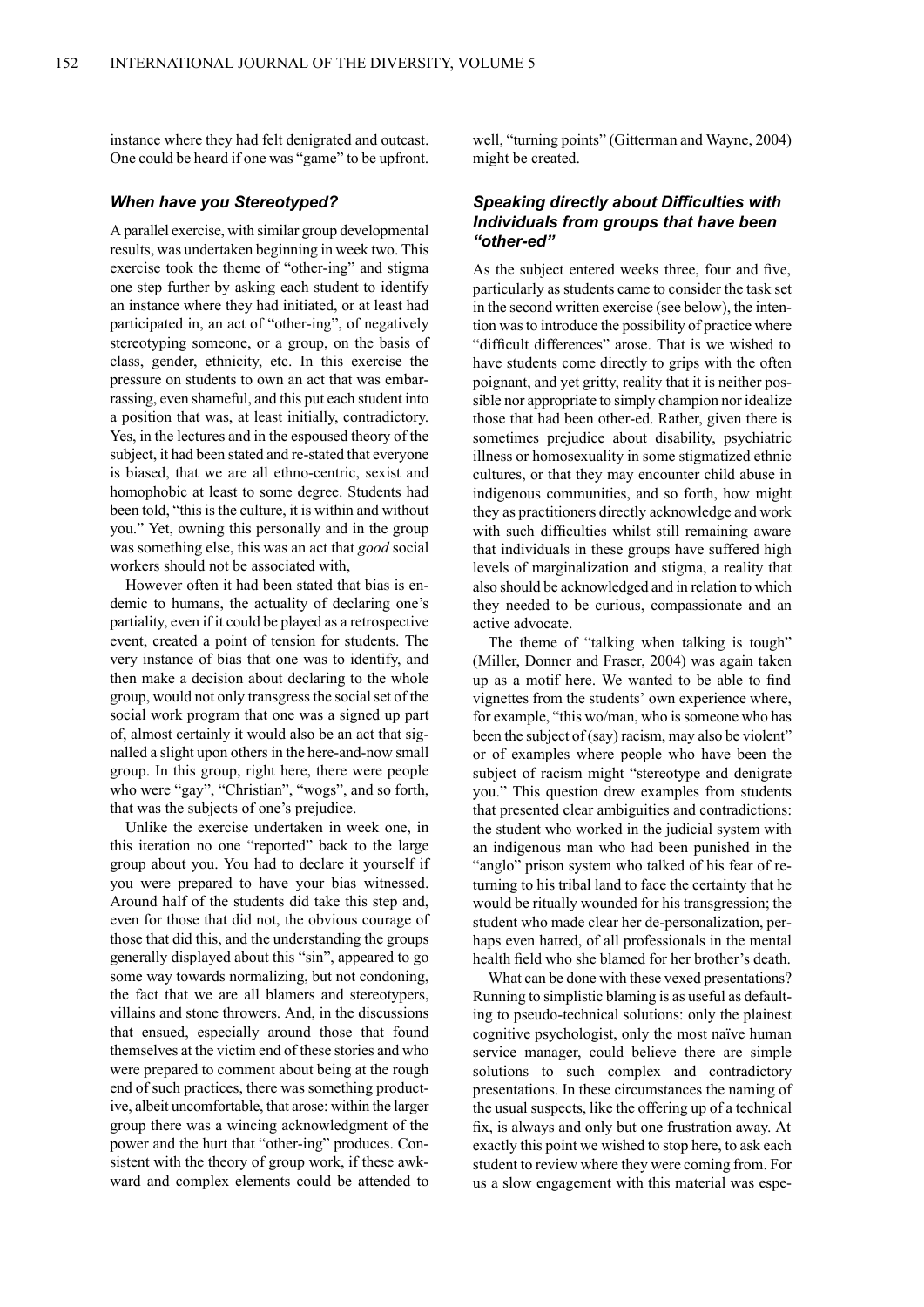instance where they had felt denigrated and outcast. One could be heard if one was "game" to be upfront.

### *When have you Stereotyped?*

A parallel exercise, with similar group developmental results, was undertaken beginning in week two. This exercise took the theme of "other-ing" and stigma one step further by asking each student to identify an instance where they had initiated, or at least had participated in, an act of "other-ing", of negatively stereotyping someone, or a group, on the basis of class, gender, ethnicity, etc. In this exercise the pressure on students to own an act that was embarrassing, even shameful, and this put each student into a position that was, at least initially, contradictory. Yes, in the lectures and in the espoused theory of the subject, it had been stated and re-stated that everyone is biased, that we are all ethno-centric, sexist and homophobic at least to some degree. Students had been told, "this is the culture, it is within and without you." Yet, owning this personally and in the group was something else, this was an act that *good* social workers should not be associated with,

However often it had been stated that bias is endemic to humans, the actuality of declaring one's partiality, even if it could be played as a retrospective event, created a point of tension for students. The very instance of bias that one was to identify, and then make a decision about declaring to the whole group, would not only transgress the social set of the social work program that one was a signed up part of, almost certainly it would also be an act that signalled a slight upon others in the here-and-now small group. In this group, right here, there were people who were "gay", "Christian", "wogs", and so forth, that was the subjects of one's prejudice.

Unlike the exercise undertaken in week one, in this iteration no one "reported" back to the large group about you. You had to declare it yourself if you were prepared to have your bias witnessed. Around half of the students did take this step and, even for those that did not, the obvious courage of those that did this, and the understanding the groups generally displayed about this "sin", appeared to go some way towards normalizing, but not condoning, the fact that we are all blamers and stereotypers, villains and stone throwers. And, in the discussions that ensued, especially around those that found themselves at the victim end of these stories and who were prepared to comment about being at the rough end of such practices, there was something productive, albeit uncomfortable, that arose: within the larger group there was a wincing acknowledgment of the power and the hurt that "other-ing" produces. Consistent with the theory of group work, if these awkward and complex elements could be attended to well, "turning points" (Gitterman and Wayne, 2004) might be created.

### *Speaking directly about Difficulties with Individuals from groups that have been "other-ed"*

As the subject entered weeks three, four and five, particularly as students came to consider the task set in the second written exercise (see below), the intention was to introduce the possibility of practice where "difficult differences" arose. That is we wished to have students come directly to grips with the often poignant, and yet gritty, reality that it is neither possible nor appropriate to simply champion nor idealize those that had been other-ed. Rather, given there is sometimes prejudice about disability, psychiatric illness or homosexuality in some stigmatized ethnic cultures, or that they may encounter child abuse in indigenous communities, and so forth, how might they as practitioners directly acknowledge and work with such difficulties whilst still remaining aware that individuals in these groups have suffered high levels of marginalization and stigma, a reality that also should be acknowledged and in relation to which they needed to be curious, compassionate and an active advocate.

The theme of "talking when talking is tough" (Miller, Donner and Fraser, 2004) was again taken up as a motif here. We wanted to be able to find vignettes from the students' own experience where, for example, "this wo/man, who is someone who has been the subject of (say) racism, may also be violent" or of examples where people who have been the subject of racism might "stereotype and denigrate you." This question drew examples from students that presented clear ambiguities and contradictions: the student who worked in the judicial system with an indigenous man who had been punished in the "anglo" prison system who talked of his fear of returning to his tribal land to face the certainty that he would be ritually wounded for his transgression; the student who made clear her de-personalization, perhaps even hatred, of all professionals in the mental health field who she blamed for her brother's death.

What can be done with these vexed presentations? Running to simplistic blaming is as useful as defaulting to pseudo-technical solutions: only the plainest cognitive psychologist, only the most naïve human service manager, could believe there are simple solutions to such complex and contradictory presentations. In these circumstances the naming of the usual suspects, like the offering up of a technical fix, is always and only but one frustration away. At exactly this point we wished to stop here, to ask each student to review where they were coming from. For us a slow engagement with this material was espe-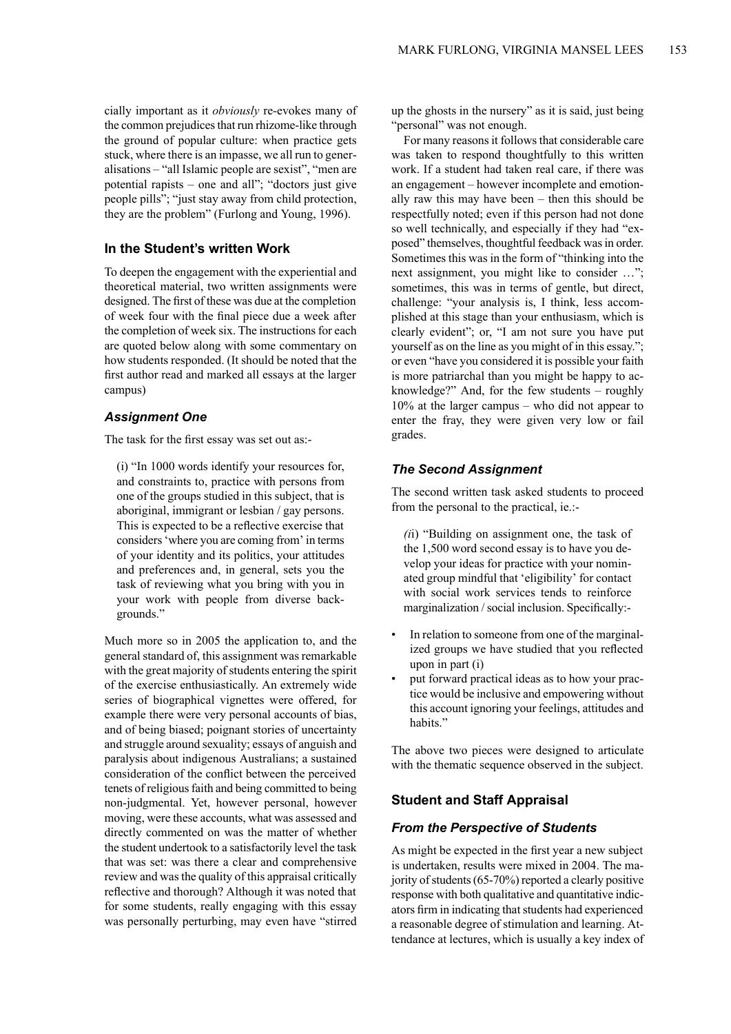cially important as it *obviously* re-evokes many of the common prejudices that run rhizome-like through the ground of popular culture: when practice gets stuck, where there is an impasse, we all run to generalisations – "all Islamic people are sexist", "men are potential rapists – one and all"; "doctors just give people pills"; "just stay away from child protection, they are the problem" (Furlong and Young, 1996).

### In the Student's written Work

To deepen the engagement with the experiential and theoretical material, two written assignments were designed. The first of these was due at the completion of week four with the final piece due a week after the completion of week six. The instructions for each are quoted below along with some commentary on how students responded. (It should be noted that the first author read and marked all essays at the larger campus)

#### *Assignment One*

The task for the first essay was set out as:-

> (i) "In 1000 words identify your resources for, and constraints to, practice with persons from one of the groups studied in this subject, that is aboriginal, immigrant or lesbian / gay persons. This is expected to be a reflective exercise that considers 'where you are coming from' in terms of your identity and its politics, your attitudes and preferences and, in general, sets you the task of reviewing what you bring with you in your work with people from diverse backgrounds."

Much more so in 2005 the application to, and the general standard of, this assignment was remarkable with the great majority of students entering the spirit of the exercise enthusiastically. An extremely wide series of biographical vignettes were offered, for example there were very personal accounts of bias, and of being biased; poignant stories of uncertainty and struggle around sexuality; essays of anguish and paralysis about indigenous Australians; a sustained consideration of the conflict between the perceived tenets of religious faith and being committed to being non-judgmental. Yet, however personal, however moving, were these accounts, what was assessed and directly commented on was the matter of whether the student undertook to a satisfactorily level the task that was set: was there a clear and comprehensive review and was the quality of this appraisal critically reflective and thorough? Although it was noted that for some students, really engaging with this essay was personally perturbing, may even have "stirred up the ghosts in the nursery" as it is said, just being "personal" was not enough.

For many reasons it follows that considerable care was taken to respond thoughtfully to this written work. If a student had taken real care, if there was an engagement – however incomplete and emotionally raw this may have been – then this should be respectfully noted; even if this person had not done so well technically, and especially if they had "exposed" themselves, thoughtful feedback was in order. Sometimes this was in the form of "thinking into the next assignment, you might like to consider …"; sometimes, this was in terms of gentle, but direct, challenge: "your analysis is, I think, less accomplished at this stage than your enthusiasm, which is clearly evident"; or, "I am not sure you have put yourself as on the line as you might of in this essay."; or even "have you considered it is possible your faith is more patriarchal than you might be happy to acknowledge?" And, for the few students – roughly 10% at the larger campus – who did not appear to enter the fray, they were given very low or fail grades.

#### *The Second Assignment*

The second written task asked students to proceed from the personal to the practical, ie.:-

> *(i*i) "Building on assignment one, the task of the 1,500 word second essay is to have you develop your ideas for practice with your nominated group mindful that 'eligibility' for contact with social work services tends to reinforce marginalization / social inclusion. Specifically:-

- In relation to someone from one of the marginalized groups we have studied that you reflected upon in part (i)
- put forward practical ideas as to how your practice would be inclusive and empowering without this account ignoring your feelings, attitudes and habits."

The above two pieces were designed to articulate with the thematic sequence observed in the subject.

### Student and Staff Appraisal

#### *From the Perspective of Students*

As might be expected in the first year a new subject is undertaken, results were mixed in 2004. The majority of students (65-70%) reported a clearly positive response with both qualitative and quantitative indicators firm in indicating that students had experienced a reasonable degree of stimulation and learning. Attendance at lectures, which is usually a key index of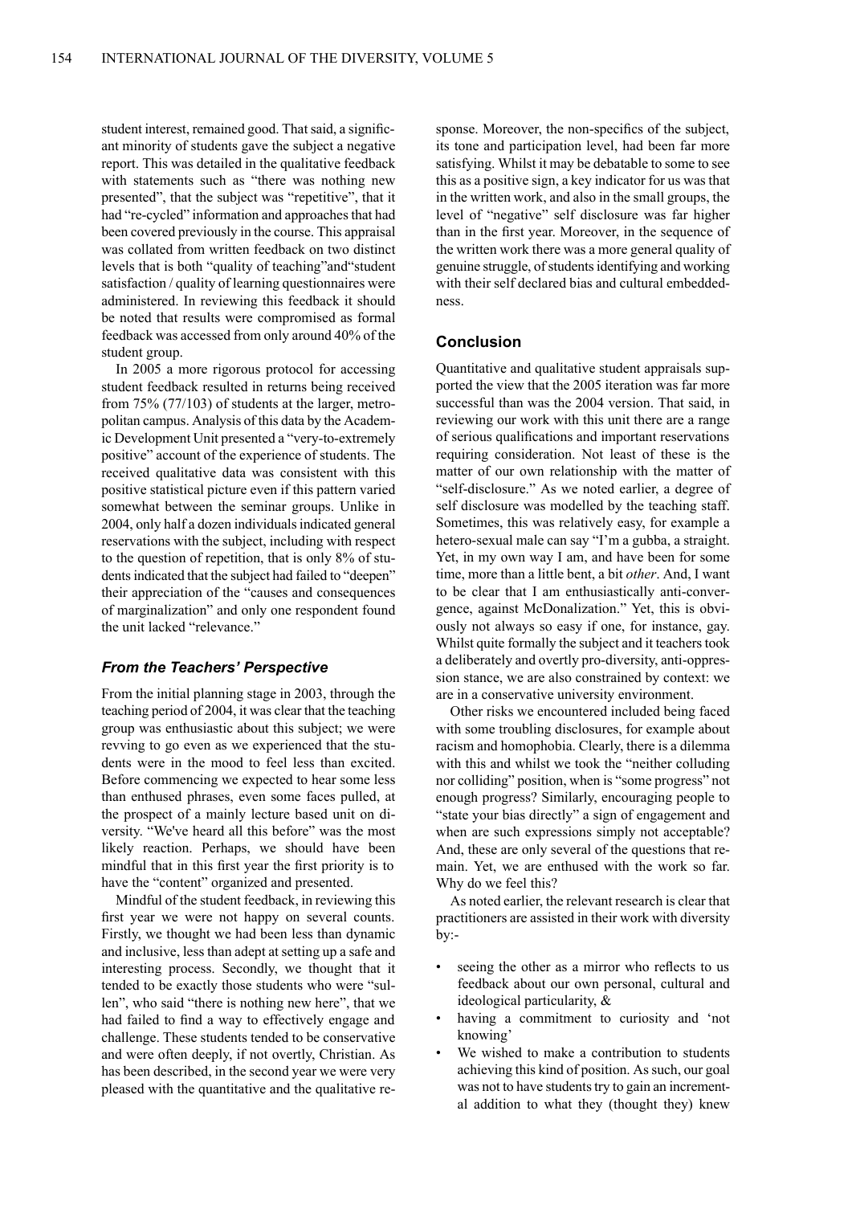student interest, remained good. That said, a significant minority of students gave the subject a negative report. This was detailed in the qualitative feedback with statements such as "there was nothing new presented", that the subject was "repetitive", that it had "re-cycled" information and approaches that had been covered previously in the course. This appraisal was collated from written feedback on two distinct levels that is both "quality of teaching"and"student satisfaction / quality of learning questionnaires were administered. In reviewing this feedback it should be noted that results were compromised as formal feedback was accessed from only around 40% of the student group.

In 2005 a more rigorous protocol for accessing student feedback resulted in returns being received from 75% (77/103) of students at the larger, metropolitan campus. Analysis of this data by the Academic Development Unit presented a "very-to-extremely positive" account of the experience of students. The received qualitative data was consistent with this positive statistical picture even if this pattern varied somewhat between the seminar groups. Unlike in 2004, only half a dozen individuals indicated general reservations with the subject, including with respect to the question of repetition, that is only 8% of students indicated that the subject had failed to "deepen" their appreciation of the "causes and consequences of marginalization" and only one respondent found the unit lacked "relevance."

### *From the Teachers' Perspective*

From the initial planning stage in 2003, through the teaching period of 2004, it was clear that the teaching group was enthusiastic about this subject; we were revving to go even as we experienced that the students were in the mood to feel less than excited. Before commencing we expected to hear some less than enthused phrases, even some faces pulled, at the prospect of a mainly lecture based unit on diversity. "We've heard all this before" was the most likely reaction. Perhaps, we should have been mindful that in this first year the first priority is to have the "content" organized and presented.

Mindful of the student feedback, in reviewing this first year we were not happy on several counts. Firstly, we thought we had been less than dynamic and inclusive, less than adept at setting up a safe and interesting process. Secondly, we thought that it tended to be exactly those students who were "sullen", who said "there is nothing new here", that we had failed to find a way to effectively engage and challenge. These students tended to be conservative and were often deeply, if not overtly, Christian. As has been described, in the second year we were very pleased with the quantitative and the qualitative response. Moreover, the non-specifics of the subject, its tone and participation level, had been far more satisfying. Whilst it may be debatable to some to see this as a positive sign, a key indicator for us was that in the written work, and also in the small groups, the level of "negative" self disclosure was far higher than in the first year. Moreover, in the sequence of the written work there was a more general quality of genuine struggle, of students identifying and working with their self declared bias and cultural embeddedness.

## Conclusion

Quantitative and qualitative student appraisals supported the view that the 2005 iteration was far more successful than was the 2004 version. That said, in reviewing our work with this unit there are a range of serious qualifications and important reservations requiring consideration. Not least of these is the matter of our own relationship with the matter of "self-disclosure." As we noted earlier, a degree of self disclosure was modelled by the teaching staff. Sometimes, this was relatively easy, for example a hetero-sexual male can say "I'm a gubba, a straight. Yet, in my own way I am, and have been for some time, more than a little bent, a bit *other*. And, I want to be clear that I am enthusiastically anti-convergence, against McDonalization." Yet, this is obviously not always so easy if one, for instance, gay. Whilst quite formally the subject and it teachers took a deliberately and overtly pro-diversity, anti-oppression stance, we are also constrained by context: we are in a conservative university environment.

Other risks we encountered included being faced with some troubling disclosures, for example about racism and homophobia. Clearly, there is a dilemma with this and whilst we took the "neither colluding nor colliding" position, when is "some progress" not enough progress? Similarly, encouraging people to "state your bias directly" a sign of engagement and when are such expressions simply not acceptable? And, these are only several of the questions that remain. Yet, we are enthused with the work so far. Why do we feel this?

As noted earlier, the relevant research is clear that practitioners are assisted in their work with diversity by:-

- seeing the other as a mirror who reflects to us feedback about our own personal, cultural and ideological particularity, &
- having a commitment to curiosity and 'not knowing'
- We wished to make a contribution to students achieving this kind of position. As such, our goal was not to have students try to gain an incremental addition to what they (thought they) knew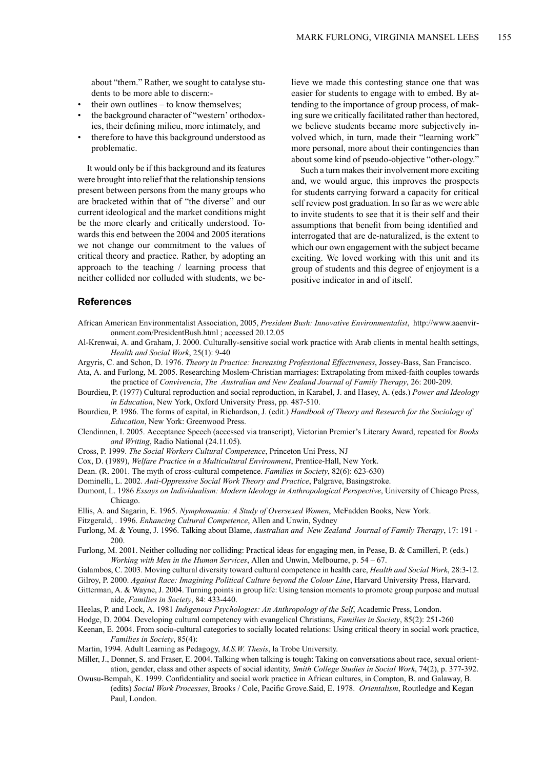about "them." Rather, we sought to catalyse students to be more able to discern:-

- their own outlines – to know themselves;
- the background character of "western' orthodoxies, their defining milieu, more intimately, and
- therefore to have this background understood as problematic.

It would only be if this background and its features were brought into relief that the relationship tensions present between persons from the many groups who are bracketed within that of "the diverse" and our current ideological and the market conditions might be the more clearly and critically understood. Towards this end between the 2004 and 2005 iterations we not change our commitment to the values of critical theory and practice. Rather, by adopting an approach to the teaching / learning process that neither collided nor colluded with students, we believe we made this contesting stance one that was easier for students to engage with to embed. By attending to the importance of group process, of making sure we critically facilitated rather than hectored, we believe students became more subjectively involved which, in turn, made their "learning work" more personal, more about their contingencies than about some kind of pseudo-objective "other-ology."

Such a turn makes their involvement more exciting and, we would argue, this improves the prospects for students carrying forward a capacity for critical self review post graduation. In so far as we were able to invite students to see that it is their self and their assumptions that benefit from being identified and interrogated that are de-naturalized, is the extent to which our own engagement with the subject became exciting. We loved working with this unit and its group of students and this degree of enjoyment is a positive indicator in and of itself.

## References

African American Environmentalist Association, 2005, *President Bush: Innovative Environmentalist*, http://www.aaenvironment.com/PresidentBush.html ; accessed 20.12.05

Al-Krenwai, A. and Graham, J. 2000. Culturally-sensitive social work practice with Arab clients in mental health settings, *Health and Social Work*, 25(1): 9-40

Argyris, C. and Schon, D. 1976. *Theory in Practice: Increasing Professional Effectiveness*, Jossey-Bass, San Francisco.

Ata, A. and Furlong, M. 2005. Researching Moslem-Christian marriages: Extrapolating from mixed-faith couples towards the practice of *Convivencia*, *The Australian and New Zealand Journal of Family Therapy*, 26: 200-209.

Bourdieu, P. (1977) Cultural reproduction and social reproduction, in Karabel, J. and Hasey, A. (eds.) *Power and Ideology in Education*, New York, Oxford University Press, pp. 487-510.

Bourdieu, P. 1986. The forms of capital, in Richardson, J. (edit.) *Handbook of Theory and Research for the Sociology of Education*, New York: Greenwood Press.

Clendinnen, I. 2005. Acceptance Speech (accessed via transcript), Victorian Premier's Literary Award, repeated for *Books and Writing*, Radio National (24.11.05).

Cross, P. 1999. *The Social Workers Cultural Competence*, Princeton Uni Press, NJ

Cox, D. (1989), *Welfare Practice in a Multicultural Environment*, Prentice-Hall, New York.

Dean. (R. 2001. The myth of cross-cultural competence. *Families in Society*, 82(6): 623-630)

Dominelli, L. 2002. *Anti-Oppressive Social Work Theory and Practice*, Palgrave, Basingstroke.

Dumont, L. 1986 *Essays on Individualism: Modern Ideology in Anthropological Perspective*, University of Chicago Press, Chicago.

Ellis, A. and Sagarin, E. 1965. *Nymphomania: A Study of Oversexed Women*, McFadden Books, New York.

Fitzgerald, . 1996. *Enhancing Cultural Competence*, Allen and Unwin, Sydney

Furlong, M. & Young, J. 1996. Talking about Blame, *Australian and New Zealand Journal of Family Therapy*, 17: 191 - 200.

Furlong, M. 2001. Neither colluding nor colliding: Practical ideas for engaging men, in Pease, B. & Camilleri, P. (eds.) *Working with Men in the Human Services*, Allen and Unwin, Melbourne, p. 54 – 67.

Galambos, C. 2003. Moving cultural diversity toward cultural competence in health care, *Health and Social Work*, 28:3-12.

Gilroy, P. 2000. *Against Race: Imagining Political Culture beyond the Colour Line*, Harvard University Press, Harvard.

Gitterman, A. & Wayne, J. 2004. Turning points in group life: Using tension moments to promote group purpose and mutual aide, *Families in Society*, 84: 433-440.

Heelas, P. and Lock, A. 1981 *Indigenous Psychologies: An Anthropology of the Self*, Academic Press, London.

Hodge, D. 2004. Developing cultural competency with evangelical Christians, *Families in Society*, 85(2): 251-260

Keenan, E. 2004. From socio-cultural categories to socially located relations: Using critical theory in social work practice, *Families in Society*, 85(4):

Martin, 1994. Adult Learning as Pedagogy, *M.S.W. Thesis*, la Trobe University.

Miller, J., Donner, S. and Fraser, E. 2004. Talking when talking is tough: Taking on conversations about race, sexual orientation, gender, class and other aspects of social identity, *Smith College Studies in Social Work*, 74(2), p. 377-392.

Owusu-Bempah, K. 1999. Confidentiality and social work practice in African cultures, in Compton, B. and Galaway, B. (edits) *Social Work Processes*, Brooks / Cole, Pacific Grove.Said, E. 1978. *Orientalism*, Routledge and Kegan Paul, London.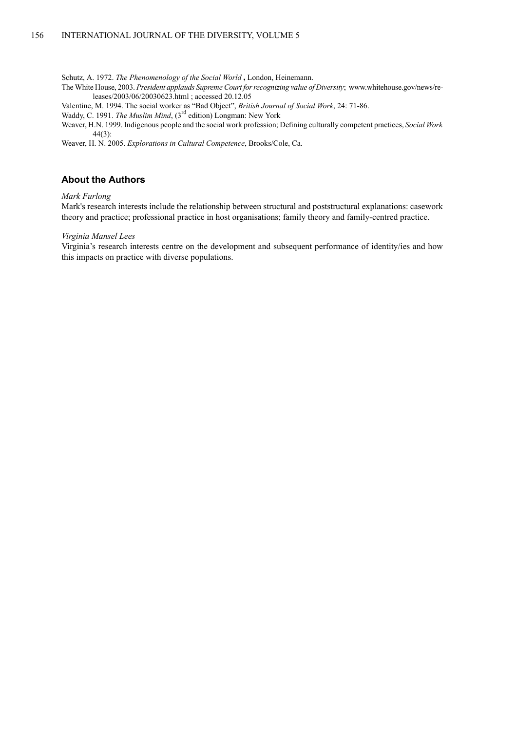Schutz, A. 1972. *The Phenomenology of the Social World* **,** London, Heinemann.

The White House, 2003. *President applauds Supreme Court for recognizing value of Diversity*; www.whitehouse.gov/news/releases/2003/06/20030623.html ; accessed 20.12.05

Valentine, M. 1994. The social worker as "Bad Object", *British Journal of Social Work*, 24: 71-86.

Waddy, C. 1991. *The Muslim Mind*, (3rd edition) Longman: New York

Weaver, H.N. 1999. Indigenous people and the social work profession; Defining culturally competent practices, *Social Work* 44(3):

Weaver, H. N. 2005. *Explorations in Cultural Competence*, Brooks/Cole, Ca.

## About the Authors

*Mark Furlong*

Mark's research interests include the relationship between structural and poststructural explanations: casework theory and practice; professional practice in host organisations; family theory and family-centred practice.

*Virginia Mansel Lees*

Virginia's research interests centre on the development and subsequent performance of identity/ies and how this impacts on practice with diverse populations.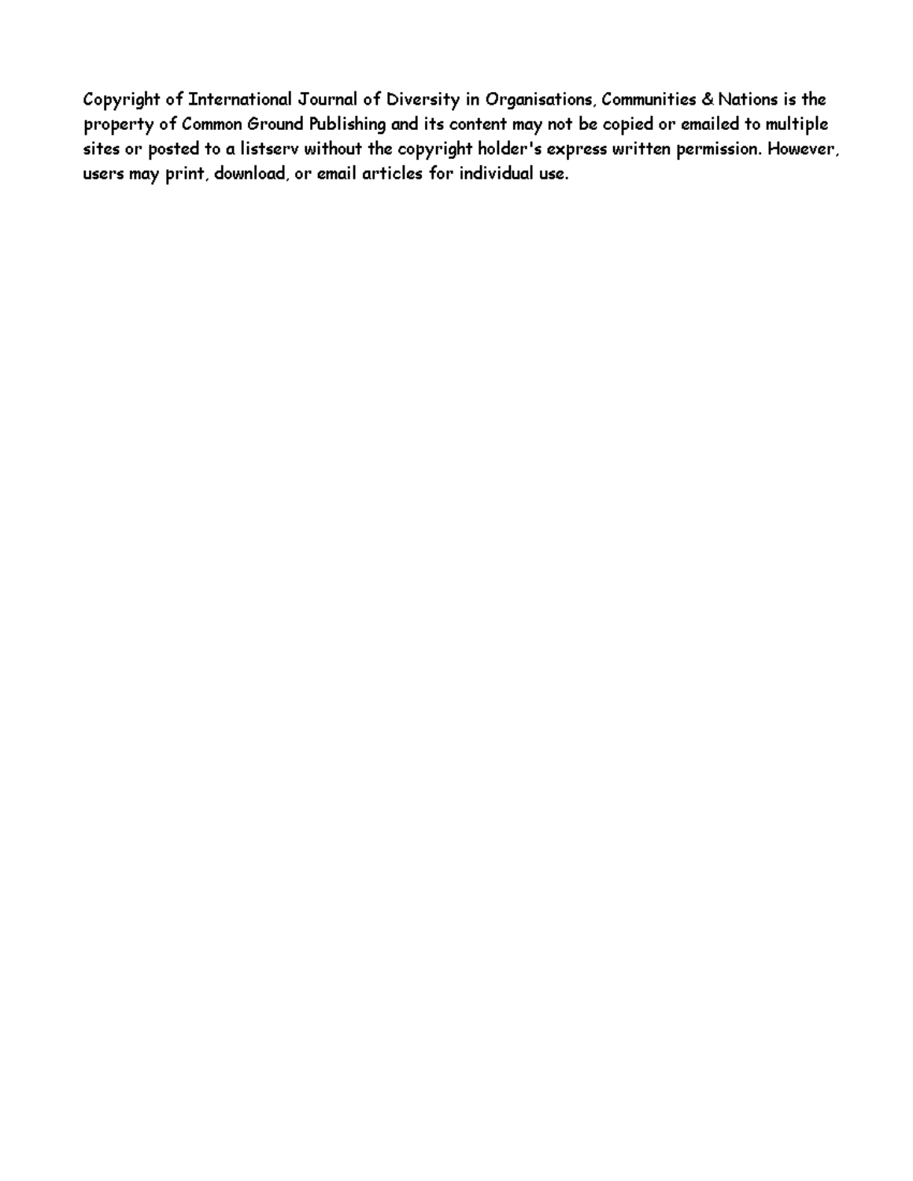Copyright of International Journal of Diversity in Organisations, Communities & Nations is the property of Common Ground Publishing and its content may not be copied or emailed to multiple sites or posted to a listserv without the copyright holder's express written permission. However, users may print, download, or email articles for individual use.